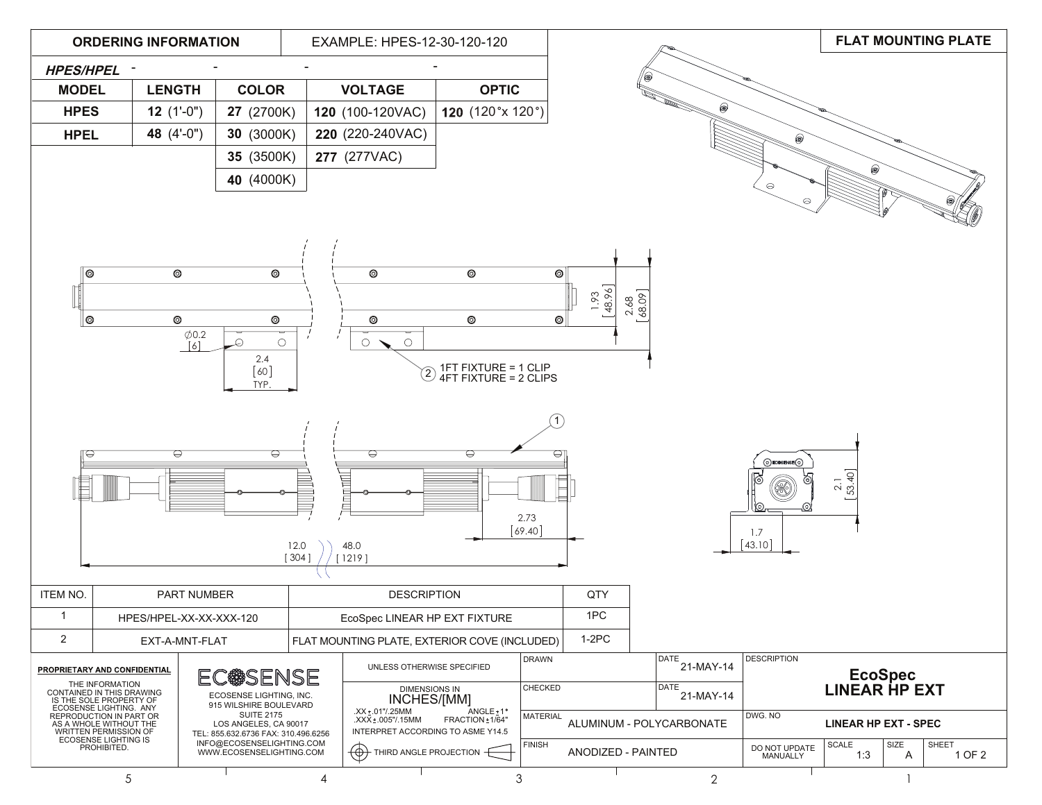## ORDERING INFORMATION

EXAMPLE: HPES-12-30-120-120

*HPES/HPEL* - - - -

| MODEL | LENGTH | COLOR | VOLTAGE | OPTIC |
|---|---|---|---|---|
| **HPES** | **12** (1'-0") | **27** (2700K) | **120** (100-120VAC) | **120** (120°x 120°) |
| **HPEL** | **48** (4'-0") | **30** (3000K) | **220** (220-240VAC) | |
| | | **35** (3500K) | **277** (277VAC) | |
| | | **40** (4000K) | | |

## FLAT MOUNTING PLATE

∅0.2 [6]

2.4 [60] TYP.

1.93 [48.96]

2.68 [68.09]

(2) 1FT FIXTURE = 1 CLIP
4FT FIXTURE = 2 CLIPS

(1)

2.73 [69.40]

12.0 [304]

48.0 [1219]

2.1 [53.40]

1.7 [43.10]

| ITEM NO. | PART NUMBER | DESCRIPTION | QTY |
|---|---|---|---|
| 1 | HPES/HPEL-XX-XX-XXX-120 | EcoSpec LINEAR HP EXT FIXTURE | 1PC |
| 2 | EXT-A-MNT-FLAT | FLAT MOUNTING PLATE, EXTERIOR COVE (INCLUDED) | 1-2PC |

**PROPRIETARY AND CONFIDENTIAL**

THE INFORMATION CONTAINED IN THIS DRAWING IS THE SOLE PROPERTY OF ECOSENSE LIGHTING. ANY REPRODUCTION IN PART OR AS A WHOLE WITHOUT THE WRITTEN PERMISSION OF ECOSENSE LIGHTING IS PROHIBITED.

ECOSENSE

ECOSENSE LIGHTING, INC.
915 WILSHIRE BOULEVARD
SUITE 2175
LOS ANGELES, CA 90017
TEL: 855.632.6736 FAX: 310.496.6256
INFO@ECOSENSELIGHTING.COM
WWW.ECOSENSELIGHTING.COM

UNLESS OTHERWISE SPECIFIED

DIMENSIONS IN INCHES/[MM]

.XX ±.01"/.25MM ANGLE ±1°
.XXX ±.005"/.15MM FRACTION ±1/64"
INTERPRET ACCORDING TO ASME Y14.5

THIRD ANGLE PROJECTION

| DRAWN | | DATE 21-MAY-14 |
|---|---|---|
| CHECKED | | DATE 21-MAY-14 |
| MATERIAL | ALUMINUM - POLYCARBONATE | |
| FINISH | ANODIZED - PAINTED | |

DESCRIPTION: **EcoSpec LINEAR HP EXT**

DWG. NO: **LINEAR HP EXT - SPEC**

| DO NOT UPDATE MANUALLY | SCALE 1:3 | SIZE A | SHEET 1 OF 2 |
|---|---|---|---|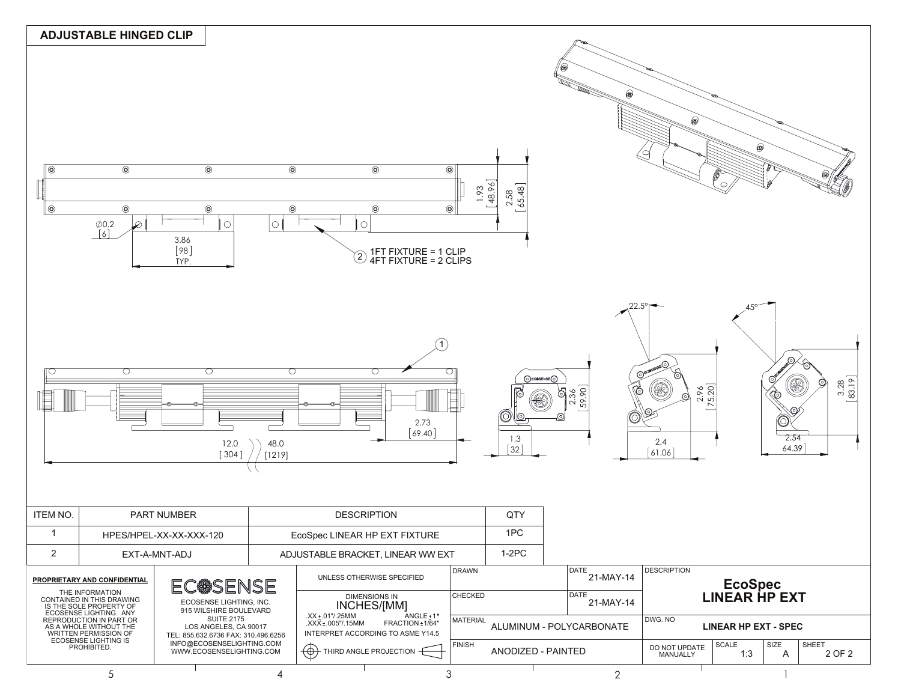# ADJUSTABLE HINGED CLIP

∅0.2
[6]

3.86
[98]
TYP.

1.93
[48.96]

2.58
[65.48]

(2) 1FT FIXTURE = 1 CLIP
4FT FIXTURE = 2 CLIPS

(1)

2.73
[69.40]

12.0
[304]

48.0
[1219]

1.3
[32]

2.36
[59.90]

22.5°

2.96
[75.20]

2.4
[61.06]

45°

3.28
[83.19]

2.54
64.39

| ITEM NO. | PART NUMBER | DESCRIPTION | QTY |
|---|---|---|---|
| 1 | HPES/HPEL-XX-XX-XXX-120 | EcoSpec LINEAR HP EXT FIXTURE | 1PC |
| 2 | EXT-A-MNT-ADJ | ADJUSTABLE BRACKET, LINEAR WW EXT | 1-2PC |

**PROPRIETARY AND CONFIDENTIAL**

THE INFORMATION CONTAINED IN THIS DRAWING IS THE SOLE PROPERTY OF ECOSENSE LIGHTING. ANY REPRODUCTION IN PART OR AS A WHOLE WITHOUT THE WRITTEN PERMISSION OF ECOSENSE LIGHTING IS PROHIBITED.

ECOSENSE

ECOSENSE LIGHTING, INC.
915 WILSHIRE BOULEVARD
SUITE 2175
LOS ANGELES, CA 90017
TEL: 855.632.6736 FAX: 310.496.6256
INFO@ECOSENSELIGHTING.COM
WWW.ECOSENSELIGHTING.COM

UNLESS OTHERWISE SPECIFIED

DIMENSIONS IN
INCHES/[MM]

.XX ±.01"/.25MM ANGLE ±1°
.XXX ±.005"/.15MM FRACTION ±1/64"
INTERPRET ACCORDING TO ASME Y14.5

THIRD ANGLE PROJECTION

| | | | |
|---|---|---|---|
| DRAWN | | DATE 21-MAY-14 | DESCRIPTION **EcoSpec LINEAR HP EXT** |
| CHECKED | | DATE 21-MAY-14 | |
| MATERIAL | ALUMINUM - POLYCARBONATE | | DWG. NO **LINEAR HP EXT - SPEC** |
| FINISH | ANODIZED - PAINTED | | DO NOT UPDATE MANUALLY / SCALE 1:3 / SIZE A / SHEET 2 OF 2 |